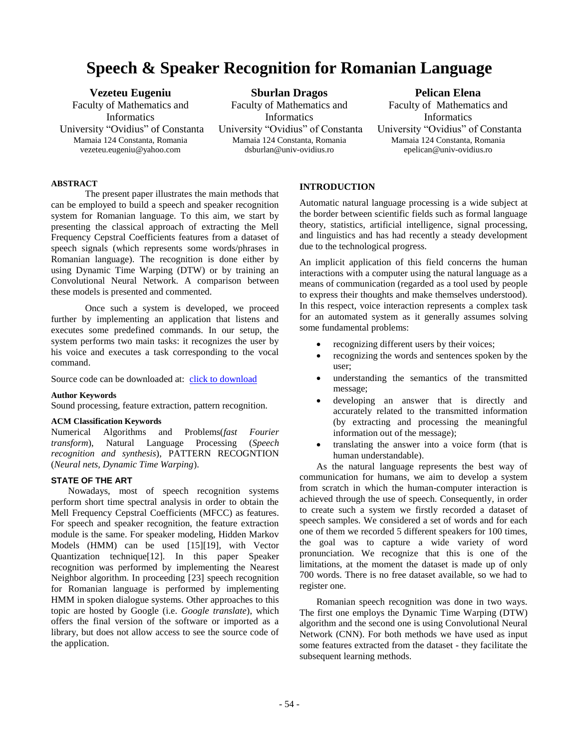# Speech & Speaker Recognition for Romanian Language

**Vezeteu Eugeniu**
Faculty of Mathematics and Informatics
University "Ovidius" of Constanta
Mamaia 124 Constanta, Romania
vezeteu.eugeniu@yahoo.com

**Sburlan Dragos**
Faculty of Mathematics and Informatics
University "Ovidius" of Constanta
Mamaia 124 Constanta, Romania
dsburlan@univ-ovidius.ro

**Pelican Elena**
Faculty of Mathematics and Informatics
University "Ovidius" of Constanta
Mamaia 124 Constanta, Romania
epelican@univ-ovidius.ro

## ABSTRACT

The present paper illustrates the main methods that can be employed to build a speech and speaker recognition system for Romanian language. To this aim, we start by presenting the classical approach of extracting the Mell Frequency Cepstral Coefficients features from a dataset of speech signals (which represents some words/phrases in Romanian language). The recognition is done either by using Dynamic Time Warping (DTW) or by training an Convolutional Neural Network. A comparison between these models is presented and commented.

Once such a system is developed, we proceed further by implementing an application that listens and executes some predefined commands. In our setup, the system performs two main tasks: it recognizes the user by his voice and executes a task corresponding to the vocal command.

Source code can be downloaded at: click to download

### Author Keywords

Sound processing, feature extraction, pattern recognition.

### ACM Classification Keywords

Numerical Algorithms and Problems(*fast Fourier transform*), Natural Language Processing (*Speech recognition and synthesis*), PATTERN RECOGNTION (*Neural nets, Dynamic Time Warping*).

## STATE OF THE ART

Nowadays, most of speech recognition systems perform short time spectral analysis in order to obtain the Mell Frequency Cepstral Coefficients (MFCC) as features. For speech and speaker recognition, the feature extraction module is the same. For speaker modeling, Hidden Markov Models (HMM) can be used [15][19], with Vector Quantization technique[12]. In this paper Speaker recognition was performed by implementing the Nearest Neighbor algorithm. In proceeding [23] speech recognition for Romanian language is performed by implementing HMM in spoken dialogue systems. Other approaches to this topic are hosted by Google (i.e. *Google translate*), which offers the final version of the software or imported as a library, but does not allow access to see the source code of the application.

## INTRODUCTION

Automatic natural language processing is a wide subject at the border between scientific fields such as formal language theory, statistics, artificial intelligence, signal processing, and linguistics and has had recently a steady development due to the technological progress.

An implicit application of this field concerns the human interactions with a computer using the natural language as a means of communication (regarded as a tool used by people to express their thoughts and make themselves understood). In this respect, voice interaction represents a complex task for an automated system as it generally assumes solving some fundamental problems:

- recognizing different users by their voices;
- recognizing the words and sentences spoken by the user;
- understanding the semantics of the transmitted message;
- developing an answer that is directly and accurately related to the transmitted information (by extracting and processing the meaningful information out of the message);
- translating the answer into a voice form (that is human understandable).

As the natural language represents the best way of communication for humans, we aim to develop a system from scratch in which the human-computer interaction is achieved through the use of speech. Consequently, in order to create such a system we firstly recorded a dataset of speech samples. We considered a set of words and for each one of them we recorded 5 different speakers for 100 times, the goal was to capture a wide variety of word pronunciation. We recognize that this is one of the limitations, at the moment the dataset is made up of only 700 words. There is no free dataset available, so we had to register one.

Romanian speech recognition was done in two ways. The first one employs the Dynamic Time Warping (DTW) algorithm and the second one is using Convolutional Neural Network (CNN). For both methods we have used as input some features extracted from the dataset - they facilitate the subsequent learning methods.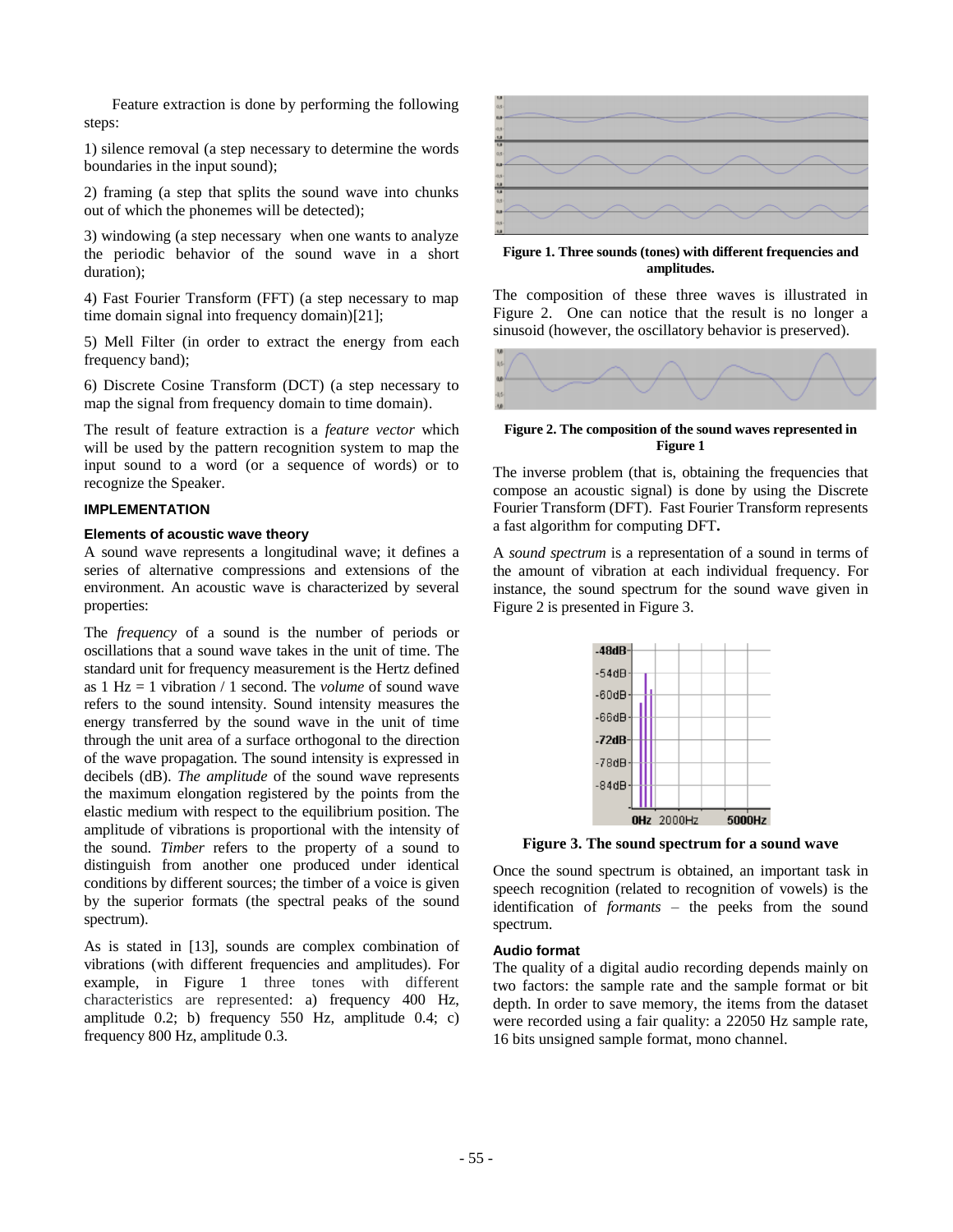Feature extraction is done by performing the following steps:

1) silence removal (a step necessary to determine the words boundaries in the input sound);

2) framing (a step that splits the sound wave into chunks out of which the phonemes will be detected);

3) windowing (a step necessary when one wants to analyze the periodic behavior of the sound wave in a short duration);

4) Fast Fourier Transform (FFT) (a step necessary to map time domain signal into frequency domain)[21];

5) Mell Filter (in order to extract the energy from each frequency band);

6) Discrete Cosine Transform (DCT) (a step necessary to map the signal from frequency domain to time domain).

The result of feature extraction is a *feature vector* which will be used by the pattern recognition system to map the input sound to a word (or a sequence of words) or to recognize the Speaker.

## IMPLEMENTATION

### Elements of acoustic wave theory

A sound wave represents a longitudinal wave; it defines a series of alternative compressions and extensions of the environment. An acoustic wave is characterized by several properties:

The *frequency* of a sound is the number of periods or oscillations that a sound wave takes in the unit of time. The standard unit for frequency measurement is the Hertz defined as 1 Hz = 1 vibration / 1 second. The *volume* of sound wave refers to the sound intensity. Sound intensity measures the energy transferred by the sound wave in the unit of time through the unit area of a surface orthogonal to the direction of the wave propagation. The sound intensity is expressed in decibels (dB). *The amplitude* of the sound wave represents the maximum elongation registered by the points from the elastic medium with respect to the equilibrium position. The amplitude of vibrations is proportional with the intensity of the sound. *Timber* refers to the property of a sound to distinguish from another one produced under identical conditions by different sources; the timber of a voice is given by the superior formats (the spectral peaks of the sound spectrum).

As is stated in [13], sounds are complex combination of vibrations (with different frequencies and amplitudes). For example, in Figure 1 three tones with different characteristics are represented: a) frequency 400 Hz, amplitude 0.2; b) frequency 550 Hz, amplitude 0.4; c) frequency 800 Hz, amplitude 0.3.

**Figure 1. Three sounds (tones) with different frequencies and amplitudes.**

The composition of these three waves is illustrated in Figure 2. One can notice that the result is no longer a sinusoid (however, the oscillatory behavior is preserved).

**Figure 2. The composition of the sound waves represented in Figure 1**

The inverse problem (that is, obtaining the frequencies that compose an acoustic signal) is done by using the Discrete Fourier Transform (DFT). Fast Fourier Transform represents a fast algorithm for computing DFT**.**

A *sound spectrum* is a representation of a sound in terms of the amount of vibration at each individual frequency. For instance, the sound spectrum for the sound wave given in Figure 2 is presented in Figure 3.

**Figure 3. The sound spectrum for a sound wave**

Once the sound spectrum is obtained, an important task in speech recognition (related to recognition of vowels) is the identification of *formants* – the peeks from the sound spectrum.

### Audio format

The quality of a digital audio recording depends mainly on two factors: the sample rate and the sample format or bit depth. In order to save memory, the items from the dataset were recorded using a fair quality: a 22050 Hz sample rate, 16 bits unsigned sample format, mono channel.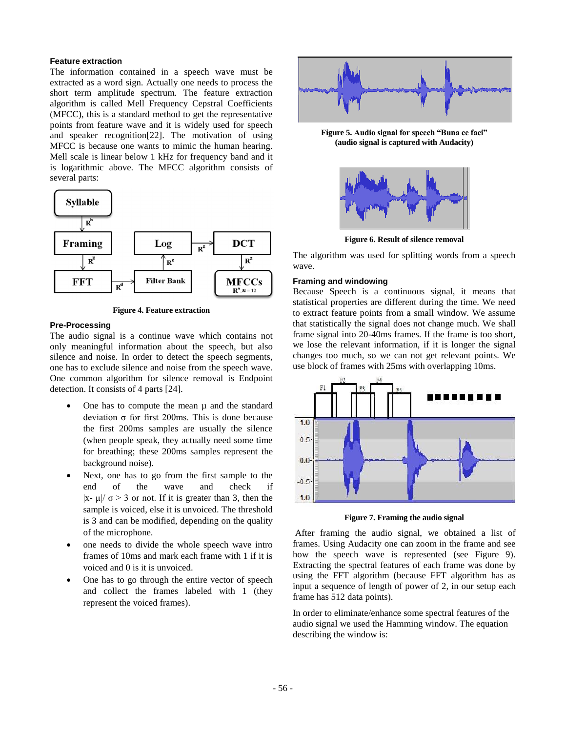### Feature extraction

The information contained in a speech wave must be extracted as a word sign. Actually one needs to process the short term amplitude spectrum. The feature extraction algorithm is called Mell Frequency Cepstral Coefficients (MFCC), this is a standard method to get the representative points from feature wave and it is widely used for speech and speaker recognition[22]. The motivation of using MFCC is because one wants to mimic the human hearing. Mell scale is linear below 1 kHz for frequency band and it is logarithmic above. The MFCC algorithm consists of several parts:

Figure 4. Feature extraction

### Pre-Processing

The audio signal is a continue wave which contains not only meaningful information about the speech, but also silence and noise. In order to detect the speech segments, one has to exclude silence and noise from the speech wave. One common algorithm for silence removal is Endpoint detection. It consists of 4 parts [24].

- One has to compute the mean µ and the standard deviation σ for first 200ms. This is done because the first 200ms samples are usually the silence (when people speak, they actually need some time for breathing; these 200ms samples represent the background noise).
- Next, one has to go from the first sample to the end of the wave and check if $|x-\mu|/\sigma > 3$ or not. If it is greater than 3, then the sample is voiced, else it is unvoiced. The threshold is 3 and can be modified, depending on the quality of the microphone.
- one needs to divide the whole speech wave intro frames of 10ms and mark each frame with 1 if it is voiced and 0 is it is unvoiced.
- One has to go through the entire vector of speech and collect the frames labeled with 1 (they represent the voiced frames).

Figure 5. Audio signal for speech "Buna ce faci" (audio signal is captured with Audacity)

Figure 6. Result of silence removal

The algorithm was used for splitting words from a speech wave.

### Framing and windowing

Because Speech is a continuous signal, it means that statistical properties are different during the time. We need to extract feature points from a small window. We assume that statistically the signal does not change much. We shall frame signal into 20-40ms frames. If the frame is too short, we lose the relevant information, if it is longer the signal changes too much, so we can not get relevant points. We use block of frames with 25ms with overlapping 10ms.

Figure 7. Framing the audio signal

After framing the audio signal, we obtained a list of frames. Using Audacity one can zoom in the frame and see how the speech wave is represented (see Figure 9). Extracting the spectral features of each frame was done by using the FFT algorithm (because FFT algorithm has as input a sequence of length of power of 2, in our setup each frame has 512 data points).

In order to eliminate/enhance some spectral features of the audio signal we used the Hamming window. The equation describing the window is: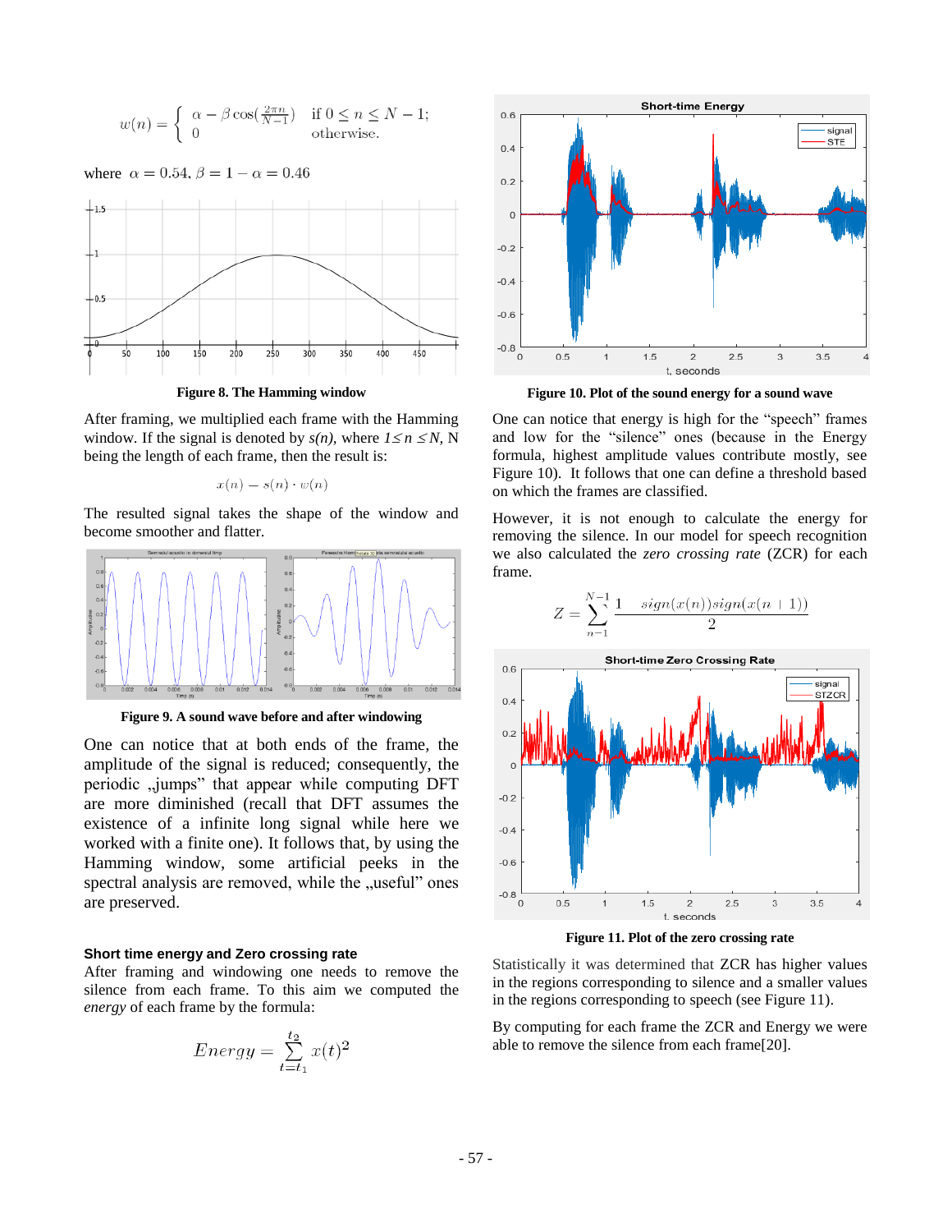$$w(n) = \begin{cases} \alpha - \beta \cos(\frac{2\pi n}{N-1}) & \text{if } 0 \leq n \leq N-1; \\ 0 & \text{otherwise.} \end{cases}$$

where $\alpha = 0.54, \beta = 1 - \alpha = 0.46$

**Figure 8. The Hamming window**

After framing, we multiplied each frame with the Hamming window. If the signal is denoted by $s(n)$, where $1 \leq n \leq N$, N being the length of each frame, then the result is:

$$x(n) = s(n) \cdot w(n)$$

The resulted signal takes the shape of the window and become smoother and flatter.

**Figure 9. A sound wave before and after windowing**

One can notice that at both ends of the frame, the amplitude of the signal is reduced; consequently, the periodic „jumps" that appear while computing DFT are more diminished (recall that DFT assumes the existence of a infinite long signal while here we worked with a finite one). It follows that, by using the Hamming window, some artificial peeks in the spectral analysis are removed, while the „useful" ones are preserved.

### Short time energy and Zero crossing rate

After framing and windowing one needs to remove the silence from each frame. To this aim we computed the *energy* of each frame by the formula:

$$Energy = \sum_{t=t_1}^{t_2} x(t)^2$$

**Figure 10. Plot of the sound energy for a sound wave**

One can notice that energy is high for the "speech" frames and low for the "silence" ones (because in the Energy formula, highest amplitude values contribute mostly, see Figure 10). It follows that one can define a threshold based on which the frames are classified.

However, it is not enough to calculate the energy for removing the silence. In our model for speech recognition we also calculated the *zero crossing rate* (ZCR) for each frame.

$$Z = \sum_{n=1}^{N-1} \frac{1 - sign(x(n))sign(x(n+1))}{2}$$

**Figure 11. Plot of the zero crossing rate**

Statistically it was determined that ZCR has higher values in the regions corresponding to silence and a smaller values in the regions corresponding to speech (see Figure 11).

By computing for each frame the ZCR and Energy we were able to remove the silence from each frame[20].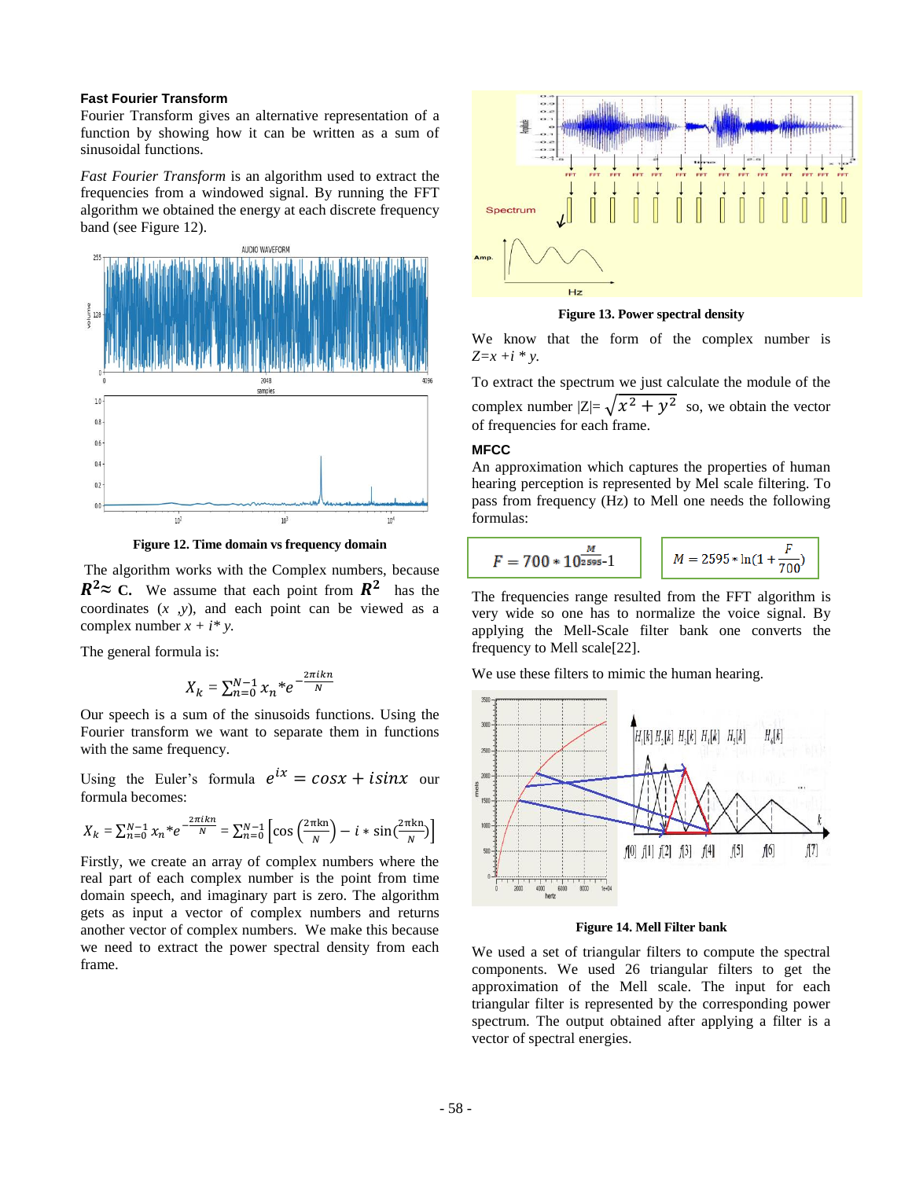### Fast Fourier Transform

Fourier Transform gives an alternative representation of a function by showing how it can be written as a sum of sinusoidal functions.

*Fast Fourier Transform* is an algorithm used to extract the frequencies from a windowed signal. By running the FFT algorithm we obtained the energy at each discrete frequency band (see Figure 12).

**Figure 12. Time domain vs frequency domain**

The algorithm works with the Complex numbers, because $\boldsymbol{R}^2 \approx$ **C.** We assume that each point from $\boldsymbol{R}^2$ has the coordinates $(x, y)$, and each point can be viewed as a complex number $x + i * y$.

The general formula is:

$$X_k = \sum_{n=0}^{N-1} x_n * e^{-\frac{2\pi i k n}{N}}$$

Our speech is a sum of the sinusoids functions. Using the Fourier transform we want to separate them in functions with the same frequency.

Using the Euler's formula $e^{ix} = \cos x + i \sin x$ our formula becomes:

$$X_k = \sum_{n=0}^{N-1} x_n * e^{-\frac{2\pi i k n}{N}} = \sum_{n=0}^{N-1} \left[\cos\left(\frac{2\pi k n}{N}\right) - i * \sin\left(\frac{2\pi k n}{N}\right)\right]$$

Firstly, we create an array of complex numbers where the real part of each complex number is the point from time domain speech, and imaginary part is zero. The algorithm gets as input a vector of complex numbers and returns another vector of complex numbers. We make this because we need to extract the power spectral density from each frame.

**Figure 13. Power spectral density**

We know that the form of the complex number is $Z = x + i * y$.

To extract the spectrum we just calculate the module of the complex number $|Z| = \sqrt{x^2 + y^2}$ so, we obtain the vector of frequencies for each frame.

### MFCC

An approximation which captures the properties of human hearing perception is represented by Mel scale filtering. To pass from frequency (Hz) to Mell one needs the following formulas:

$$F = 700 * 10^{\frac{M}{2595}} - 1 \qquad M = 2595 * \ln\left(1 + \frac{F}{700}\right)$$

The frequencies range resulted from the FFT algorithm is very wide so one has to normalize the voice signal. By applying the Mell-Scale filter bank one converts the frequency to Mell scale[22].

We use these filters to mimic the human hearing.

**Figure 14. Mell Filter bank**

We used a set of triangular filters to compute the spectral components. We used 26 triangular filters to get the approximation of the Mell scale. The input for each triangular filter is represented by the corresponding power spectrum. The output obtained after applying a filter is a vector of spectral energies.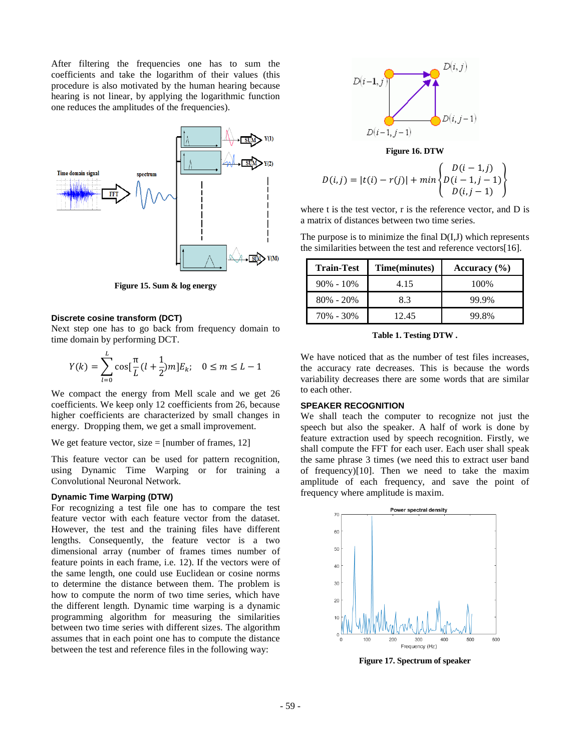After filtering the frequencies one has to sum the coefficients and take the logarithm of their values (this procedure is also motivated by the human hearing because hearing is not linear, by applying the logarithmic function one reduces the amplitudes of the frequencies).

Figure 15. Sum & log energy

### Discrete cosine transform (DCT)

Next step one has to go back from frequency domain to time domain by performing DCT.

$$Y(k) = \sum_{l=0}^{L} \cos[\frac{\pi}{L}(l + \frac{1}{2})m]E_k; \quad 0 \leq m \leq L - 1$$

We compact the energy from Mell scale and we get 26 coefficients. We keep only 12 coefficients from 26, because higher coefficients are characterized by small changes in energy. Dropping them, we get a small improvement.

We get feature vector, size = [number of frames, 12]

This feature vector can be used for pattern recognition, using Dynamic Time Warping or for training a Convolutional Neuronal Network.

### Dynamic Time Warping (DTW)

For recognizing a test file one has to compare the test feature vector with each feature vector from the dataset. However, the test and the training files have different lengths. Consequently, the feature vector is a two dimensional array (number of frames times number of feature points in each frame, i.e. 12). If the vectors were of the same length, one could use Euclidean or cosine norms to determine the distance between them. The problem is how to compute the norm of two time series, which have the different length. Dynamic time warping is a dynamic programming algorithm for measuring the similarities between two time series with different sizes. The algorithm assumes that in each point one has to compute the distance between the test and reference files in the following way:

Figure 16. DTW

$$D(i,j) = |t(i) - r(j)| + min \begin{Bmatrix} D(i-1,j) \\ D(i-1,j-1) \\ D(i,j-1) \end{Bmatrix}$$

where t is the test vector, r is the reference vector, and D is a matrix of distances between two time series.

The purpose is to minimize the final D(I,J) which represents the similarities between the test and reference vectors[16].

| Train-Test | Time(minutes) | Accuracy (%) |
|---|---|---|
| 90% - 10% | 4.15 | 100% |
| 80% - 20% | 8.3 | 99.9% |
| 70% - 30% | 12.45 | 99.8% |

Table 1. Testing DTW .

We have noticed that as the number of test files increases, the accuracy rate decreases. This is because the words variability decreases there are some words that are similar to each other.

### SPEAKER RECOGNITION

We shall teach the computer to recognize not just the speech but also the speaker. A half of work is done by feature extraction used by speech recognition. Firstly, we shall compute the FFT for each user. Each user shall speak the same phrase 3 times (we need this to extract user band of frequency)[10]. Then we need to take the maxim amplitude of each frequency, and save the point of frequency where amplitude is maxim.

Figure 17. Spectrum of speaker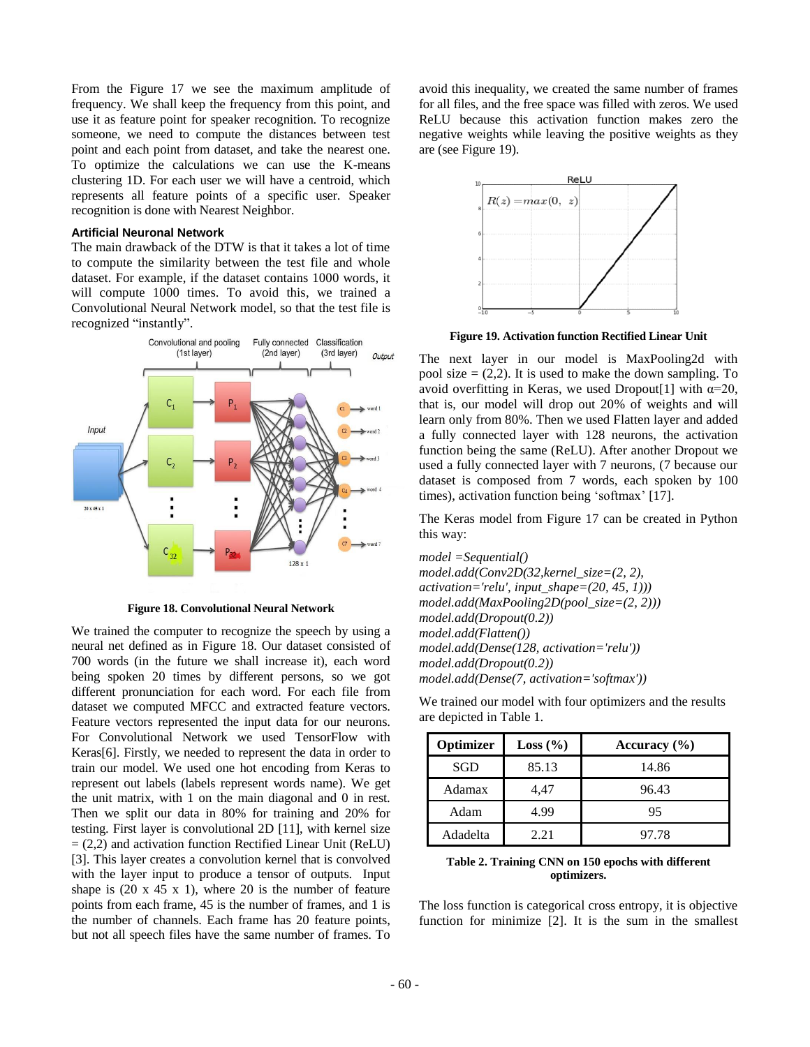From the Figure 17 we see the maximum amplitude of frequency. We shall keep the frequency from this point, and use it as feature point for speaker recognition. To recognize someone, we need to compute the distances between test point and each point from dataset, and take the nearest one. To optimize the calculations we can use the K-means clustering 1D. For each user we will have a centroid, which represents all feature points of a specific user. Speaker recognition is done with Nearest Neighbor.

### Artificial Neuronal Network

The main drawback of the DTW is that it takes a lot of time to compute the similarity between the test file and whole dataset. For example, if the dataset contains 1000 words, it will compute 1000 times. To avoid this, we trained a Convolutional Neural Network model, so that the test file is recognized "instantly".

**Figure 18. Convolutional Neural Network**

We trained the computer to recognize the speech by using a neural net defined as in Figure 18. Our dataset consisted of 700 words (in the future we shall increase it), each word being spoken 20 times by different persons, so we got different pronunciation for each word. For each file from dataset we computed MFCC and extracted feature vectors. Feature vectors represented the input data for our neurons. For Convolutional Network we used TensorFlow with Keras[6]. Firstly, we needed to represent the data in order to train our model. We used one hot encoding from Keras to represent out labels (labels represent words name). We get the unit matrix, with 1 on the main diagonal and 0 in rest. Then we split our data in 80% for training and 20% for testing. First layer is convolutional 2D [11], with kernel size = (2,2) and activation function Rectified Linear Unit (ReLU) [3]. This layer creates a convolution kernel that is convolved with the layer input to produce a tensor of outputs. Input shape is (20 x 45 x 1), where 20 is the number of feature points from each frame, 45 is the number of frames, and 1 is the number of channels. Each frame has 20 feature points, but not all speech files have the same number of frames. To avoid this inequality, we created the same number of frames for all files, and the free space was filled with zeros. We used ReLU because this activation function makes zero the negative weights while leaving the positive weights as they are (see Figure 19).

**Figure 19. Activation function Rectified Linear Unit**

The next layer in our model is MaxPooling2d with pool size = (2,2). It is used to down sampling. To avoid overfitting in Keras, we used Dropout[1] with α=20, that is, our model will drop out 20% of weights and will learn only from 80%. Then we used Flatten layer and added a fully connected layer with 128 neurons, the activation function being the same (ReLU). After another Dropout we used a fully connected layer with 7 neurons, (7 because our dataset is composed from 7 words, each spoken by 100 times), activation function being 'softmax' [17].

The Keras model from Figure 17 can be created in Python this way:

```
model =Sequential()
model.add(Conv2D(32,kernel_size=(2, 2),
activation='relu', input_shape=(20, 45, 1)))
model.add(MaxPooling2D(pool_size=(2, 2)))
model.add(Dropout(0.2))
model.add(Flatten())
model.add(Dense(128, activation='relu'))
model.add(Dropout(0.2))
model.add(Dense(7, activation='softmax'))
```

We trained our model with four optimizers and the results are depicted in Table 1.

| Optimizer | Loss (%) | Accuracy (%) |
|---|---|---|
| SGD | 85.13 | 14.86 |
| Adamax | 4,47 | 96.43 |
| Adam | 4.99 | 95 |
| Adadelta | 2.21 | 97.78 |

**Table 2. Training CNN on 150 epochs with different optimizers.**

The loss function is categorical cross entropy, it is objective function for minimize [2]. It is the sum in the smallest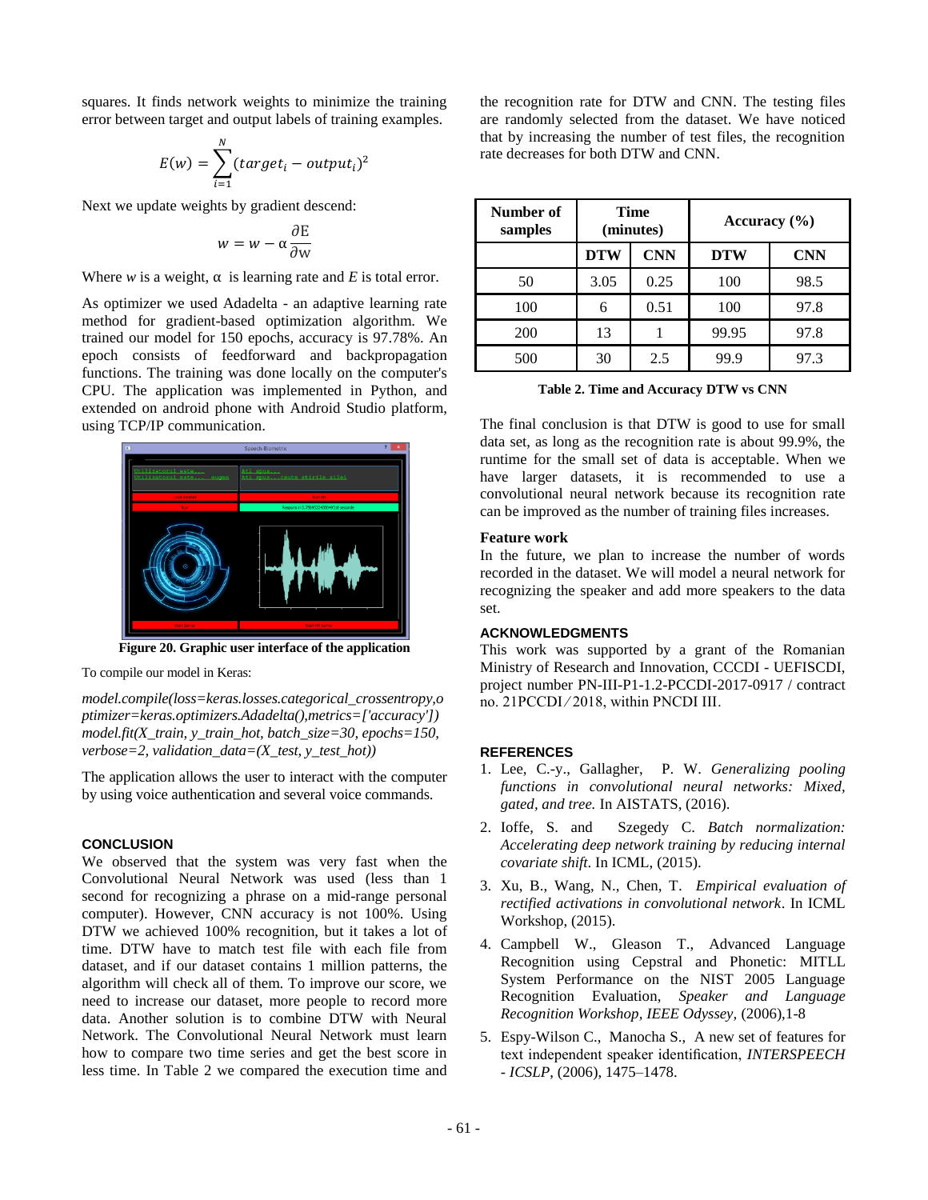squares. It finds network weights to minimize the training error between target and output labels of training examples.

$$E(w) = \sum_{i=1}^{N} (target_i - output_i)^2$$

Next we update weights by gradient descend:

$$w = w - \alpha \frac{\partial E}{\partial w}$$

Where $w$ is a weight, $\alpha$ is learning rate and $E$ is total error.

As optimizer we used Adadelta - an adaptive learning rate method for gradient-based optimization algorithm. We trained our model for 150 epochs, accuracy is 97.78%. An epoch consists of feedforward and backpropagation functions. The training was done locally on the computer's CPU. The application was implemented in Python, and extended on android phone with Android Studio platform, using TCP/IP communication.

**Figure 20. Graphic user interface of the application**

To compile our model in Keras:

*model.compile(loss=keras.losses.categorical_crossentropy,optimizer=keras.optimizers.Adadelta(),metrics=['accuracy']) model.fit(X_train, y_train_hot, batch_size=30, epochs=150, verbose=2, validation_data=(X_test, y_test_hot))*

The application allows the user to interact with the computer by using voice authentication and several voice commands.

## CONCLUSION

We observed that the system was very fast when the Convolutional Neural Network was used (less than 1 second for recognizing a phrase on a mid-range personal computer). However, CNN accuracy is not 100%. Using DTW we achieved 100% recognition, but it takes a lot of time. DTW have to match test file with each file from dataset, and if our dataset contains 1 million patterns, the algorithm will check all of them. To improve our score, we need to increase our dataset, more people to record more data. Another solution is to combine DTW with Neural Network. The Convolutional Neural Network must learn how to compare two time series and get the best score in less time. In Table 2 we compared the execution time and the recognition rate for DTW and CNN. The testing files are randomly selected from the dataset. We have noticed that by increasing the number of test files, the recognition rate decreases for both DTW and CNN.

| Number of samples | Time (minutes) | | Accuracy (%) | |
|---|---|---|---|---|
| | DTW | CNN | DTW | CNN |
| 50 | 3.05 | 0.25 | 100 | 98.5 |
| 100 | 6 | 0.51 | 100 | 97.8 |
| 200 | 13 | 1 | 99.95 | 97.8 |
| 500 | 30 | 2.5 | 99.9 | 97.3 |

**Table 2. Time and Accuracy DTW vs CNN**

The final conclusion is that DTW is good to use for small data set, as long as the recognition rate is about 99.9%, the runtime for the small set of data is acceptable. When we have larger datasets, it is recommended to use a convolutional neural network because its recognition rate can be improved as the number of training files increases.

### Feature work

In the future, we plan to increase the number of words recorded in the dataset. We will model a neural network for recognizing the speaker and add more speakers to the data set.

## ACKNOWLEDGMENTS

This work was supported by a grant of the Romanian Ministry of Research and Innovation, CCCDI - UEFISCDI, project number PN-III-P1-1.2-PCCDI-2017-0917 / contract no. 21PCCDI/2018, within PNCDI III.

## REFERENCES

1. Lee, C.-y., Gallagher, P. W. *Generalizing pooling functions in convolutional neural networks: Mixed, gated, and tree.* In AISTATS, (2016).
2. Ioffe, S. and Szegedy C. *Batch normalization: Accelerating deep network training by reducing internal covariate shift*. In ICML, (2015).
3. Xu, B., Wang, N., Chen, T. *Empirical evaluation of rectified activations in convolutional network*. In ICML Workshop, (2015).
4. Campbell W., Gleason T., Advanced Language Recognition using Cepstral and Phonetic: MITLL System Performance on the NIST 2005 Language Recognition Evaluation, *Speaker and Language Recognition Workshop, IEEE Odyssey*, (2006),1-8
5. Espy-Wilson C., Manocha S., A new set of features for text independent speaker identification, *INTERSPEECH - ICSLP*, (2006), 1475–1478.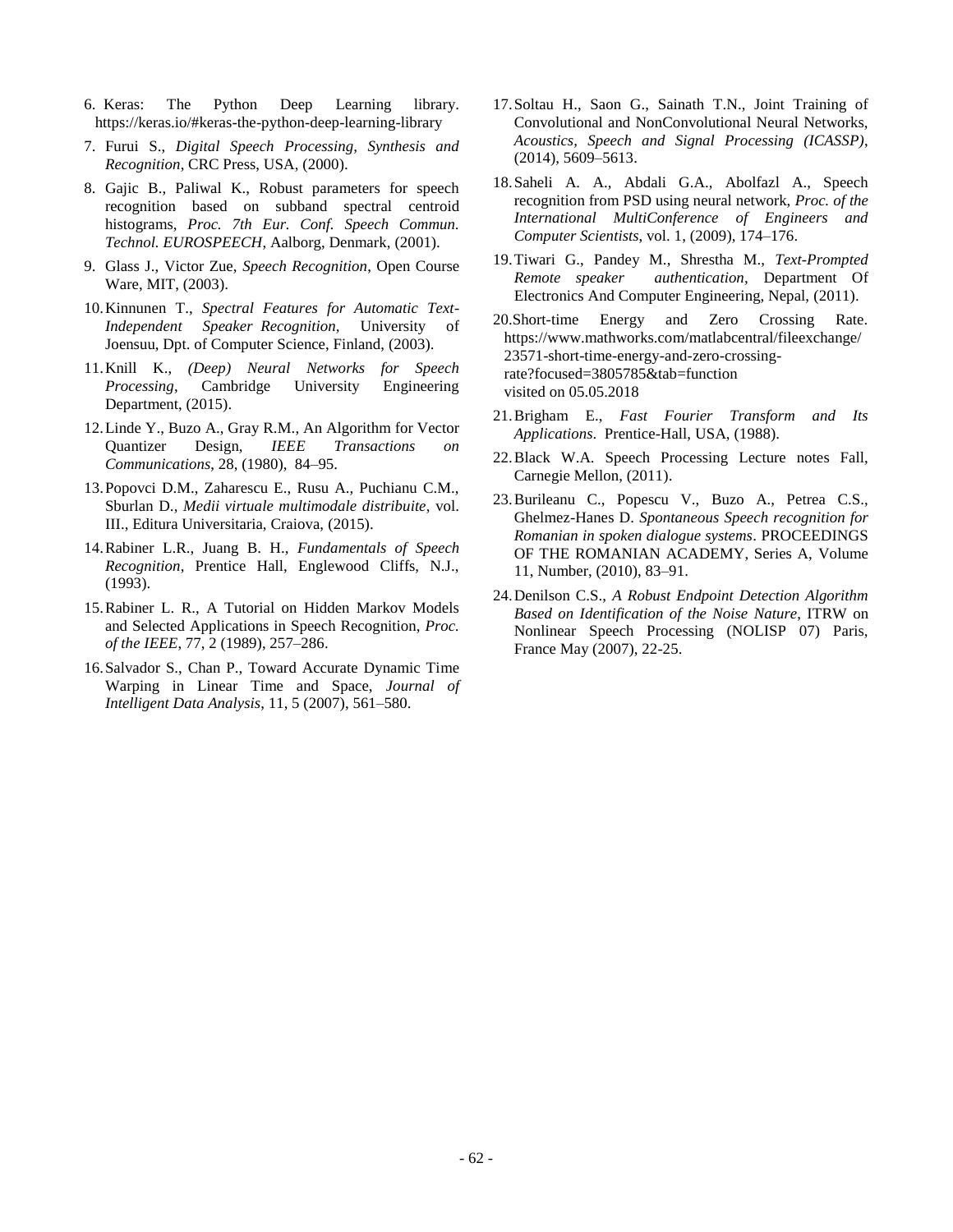6. Keras: The Python Deep Learning library. https://keras.io/#keras-the-python-deep-learning-library
7. Furui S., *Digital Speech Processing, Synthesis and Recognition*, CRC Press, USA, (2000).
8. Gajic B., Paliwal K., Robust parameters for speech recognition based on subband spectral centroid histograms, *Proc. 7th Eur. Conf. Speech Commun. Technol. EUROSPEECH*, Aalborg, Denmark, (2001).
9. Glass J., Victor Zue, *Speech Recognition*, Open Course Ware, MIT, (2003).
10. Kinnunen T., *Spectral Features for Automatic Text-Independent Speaker Recognition*, University of Joensuu, Dpt. of Computer Science, Finland, (2003).
11. Knill K., *(Deep) Neural Networks for Speech Processing*, Cambridge University Engineering Department, (2015).
12. Linde Y., Buzo A., Gray R.M., An Algorithm for Vector Quantizer Design, *IEEE Transactions on Communications*, 28, (1980), 84–95.
13. Popovci D.M., Zaharescu E., Rusu A., Puchianu C.M., Sburlan D., *Medii virtuale multimodale distribuite*, vol. III., Editura Universitaria, Craiova, (2015).
14. Rabiner L.R., Juang B. H., *Fundamentals of Speech Recognition*, Prentice Hall, Englewood Cliffs, N.J., (1993).
15. Rabiner L. R., A Tutorial on Hidden Markov Models and Selected Applications in Speech Recognition, *Proc. of the IEEE*, 77, 2 (1989), 257–286.
16. Salvador S., Chan P., Toward Accurate Dynamic Time Warping in Linear Time and Space, *Journal of Intelligent Data Analysis*, 11, 5 (2007), 561–580.
17. Soltau H., Saon G., Sainath T.N., Joint Training of Convolutional and NonConvolutional Neural Networks, *Acoustics, Speech and Signal Processing (ICASSP)*, (2014), 5609–5613.
18. Saheli A. A., Abdali G.A., Abolfazl A., Speech recognition from PSD using neural network, *Proc. of the International MultiConference of Engineers and Computer Scientists*, vol. 1, (2009), 174–176.
19. Tiwari G., Pandey M., Shrestha M., *Text-Prompted Remote speaker authentication*, Department Of Electronics And Computer Engineering, Nepal, (2011).
20. Short-time Energy and Zero Crossing Rate. https://www.mathworks.com/matlabcentral/fileexchange/23571-short-time-energy-and-zero-crossing-rate?focused=3805785&tab=function visited on 05.05.2018
21. Brigham E., *Fast Fourier Transform and Its Applications*. Prentice-Hall, USA, (1988).
22. Black W.A. Speech Processing Lecture notes Fall, Carnegie Mellon, (2011).
23. Burileanu C., Popescu V., Buzo A., Petrea C.S., Ghelmez-Hanes D. *Spontaneous Speech recognition for Romanian in spoken dialogue systems*. PROCEEDINGS OF THE ROMANIAN ACADEMY, Series A, Volume 11, Number, (2010), 83–91.
24. Denilson C.S., *A Robust Endpoint Detection Algorithm Based on Identification of the Noise Nature*, ITRW on Nonlinear Speech Processing (NOLISP 07) Paris, France May (2007), 22-25.